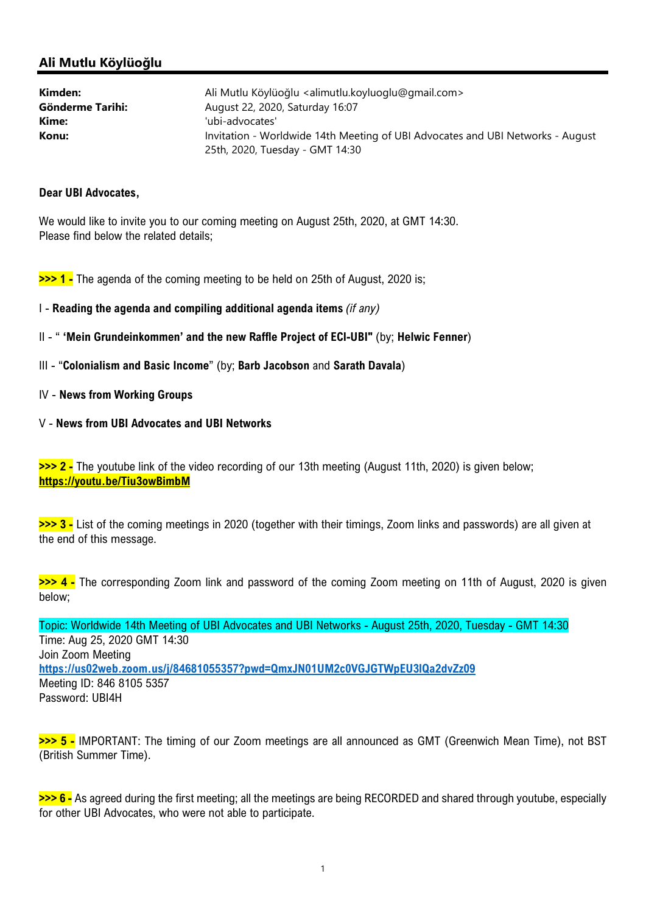## Ali Mutlu Köylüoğlu

| | |
|---|---|
| **Kimden:** | Ali Mutlu Köylüoğlu <alimutlu.koyluoglu@gmail.com> |
| **Gönderme Tarihi:** | August 22, 2020, Saturday 16:07 |
| **Kime:** | 'ubi-advocates' |
| **Konu:** | Invitation - Worldwide 14th Meeting of UBI Advocates and UBI Networks - August 25th, 2020, Tuesday - GMT 14:30 |

**Dear UBI Advocates,**

We would like to invite you to our coming meeting on August 25th, 2020, at GMT 14:30.
Please find below the related details;

**>>> 1 -** The agenda of the coming meeting to be held on 25th of August, 2020 is;

I - **Reading the agenda and compiling additional agenda items** *(if any)*

II - " **'Mein Grundeinkommen' and the new Raffle Project of ECI-UBI"** (by; **Helwic Fenner**)

III - "**Colonialism and Basic Income**" (by; **Barb Jacobson** and **Sarath Davala**)

IV - **News from Working Groups**

V - **News from UBI Advocates and UBI Networks**

**>>> 2 -** The youtube link of the video recording of our 13th meeting (August 11th, 2020) is given below;
**https://youtu.be/Tiu3owBimbM**

**>>> 3 -** List of the coming meetings in 2020 (together with their timings, Zoom links and passwords) are all given at the end of this message.

**>>> 4 -** The corresponding Zoom link and password of the coming Zoom meeting on 11th of August, 2020 is given below;

Topic: Worldwide 14th Meeting of UBI Advocates and UBI Networks - August 25th, 2020, Tuesday - GMT 14:30
Time: Aug 25, 2020 GMT 14:30
Join Zoom Meeting
**https://us02web.zoom.us/j/84681055357?pwd=QmxJN01UM2c0VGJGTWpEU3lQa2dvZz09**
Meeting ID: 846 8105 5357
Password: UBI4H

**>>> 5 -** IMPORTANT: The timing of our Zoom meetings are all announced as GMT (Greenwich Mean Time), not BST (British Summer Time).

**>>> 6 -** As agreed during the first meeting; all the meetings are being RECORDED and shared through youtube, especially for other UBI Advocates, who were not able to participate.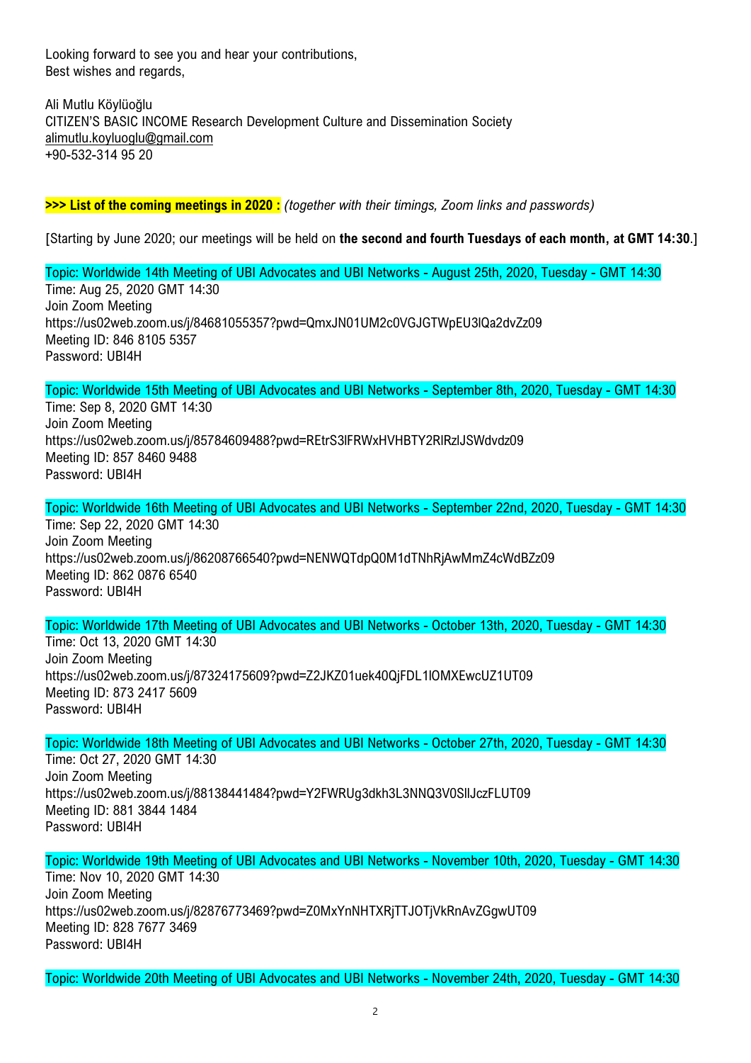Looking forward to see you and hear your contributions,
Best wishes and regards,

Ali Mutlu Köylüoğlu
CITIZEN'S BASIC INCOME Research Development Culture and Dissemination Society
alimutlu.koyluoglu@gmail.com
+90-532-314 95 20

**>>> List of the coming meetings in 2020 :** *(together with their timings, Zoom links and passwords)*

[Starting by June 2020; our meetings will be held on **the second and fourth Tuesdays of each month, at GMT 14:30**.]

Topic: Worldwide 14th Meeting of UBI Advocates and UBI Networks - August 25th, 2020, Tuesday - GMT 14:30
Time: Aug 25, 2020 GMT 14:30
Join Zoom Meeting
https://us02web.zoom.us/j/84681055357?pwd=QmxJN01UM2c0VGJGTWpEU3lQa2dvZz09
Meeting ID: 846 8105 5357
Password: UBI4H

Topic: Worldwide 15th Meeting of UBI Advocates and UBI Networks - September 8th, 2020, Tuesday - GMT 14:30
Time: Sep 8, 2020 GMT 14:30
Join Zoom Meeting
https://us02web.zoom.us/j/85784609488?pwd=REtrS3lFRWxHVHBTY2RlRzlJSWdvdz09
Meeting ID: 857 8460 9488
Password: UBI4H

Topic: Worldwide 16th Meeting of UBI Advocates and UBI Networks - September 22nd, 2020, Tuesday - GMT 14:30
Time: Sep 22, 2020 GMT 14:30
Join Zoom Meeting
https://us02web.zoom.us/j/86208766540?pwd=NENWQTdpQ0M1dTNhRjAwMmZ4cWdBZz09
Meeting ID: 862 0876 6540
Password: UBI4H

Topic: Worldwide 17th Meeting of UBI Advocates and UBI Networks - October 13th, 2020, Tuesday - GMT 14:30
Time: Oct 13, 2020 GMT 14:30
Join Zoom Meeting
https://us02web.zoom.us/j/87324175609?pwd=Z2JKZ01uek40QjFDL1lOMXEwcUZ1UT09
Meeting ID: 873 2417 5609
Password: UBI4H

Topic: Worldwide 18th Meeting of UBI Advocates and UBI Networks - October 27th, 2020, Tuesday - GMT 14:30
Time: Oct 27, 2020 GMT 14:30
Join Zoom Meeting
https://us02web.zoom.us/j/88138441484?pwd=Y2FWRUg3dkh3L3NNQ3V0SllJczFLUT09
Meeting ID: 881 3844 1484
Password: UBI4H

Topic: Worldwide 19th Meeting of UBI Advocates and UBI Networks - November 10th, 2020, Tuesday - GMT 14:30
Time: Nov 10, 2020 GMT 14:30
Join Zoom Meeting
https://us02web.zoom.us/j/82876773469?pwd=Z0MxYnNHTXRjTTJOTjVkRnAvZGgwUT09
Meeting ID: 828 7677 3469
Password: UBI4H

Topic: Worldwide 20th Meeting of UBI Advocates and UBI Networks - November 24th, 2020, Tuesday - GMT 14:30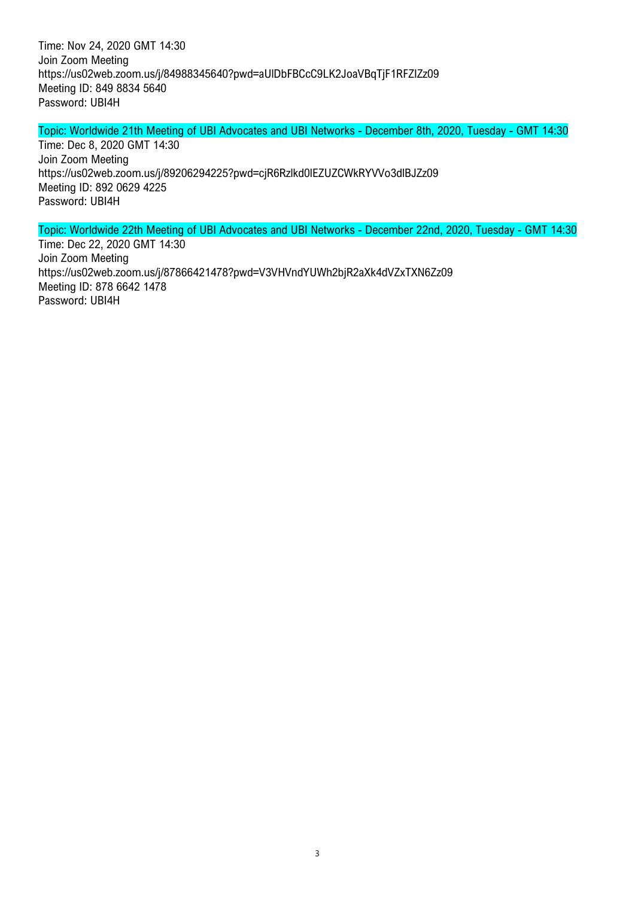Time: Nov 24, 2020 GMT 14:30
Join Zoom Meeting
https://us02web.zoom.us/j/84988345640?pwd=aUlDbFBCcC9LK2JoaVBqTjF1RFZIZz09
Meeting ID: 849 8834 5640
Password: UBI4H

Topic: Worldwide 21th Meeting of UBI Advocates and UBI Networks - December 8th, 2020, Tuesday - GMT 14:30
Time: Dec 8, 2020 GMT 14:30
Join Zoom Meeting
https://us02web.zoom.us/j/89206294225?pwd=cjR6Rzlkd0lEZUZCWkRYVVo3dlBJZz09
Meeting ID: 892 0629 4225
Password: UBI4H

Topic: Worldwide 22th Meeting of UBI Advocates and UBI Networks - December 22nd, 2020, Tuesday - GMT 14:30
Time: Dec 22, 2020 GMT 14:30
Join Zoom Meeting
https://us02web.zoom.us/j/87866421478?pwd=V3VHVndYUWh2bjR2aXk4dVZxTXN6Zz09
Meeting ID: 878 6642 1478
Password: UBI4H